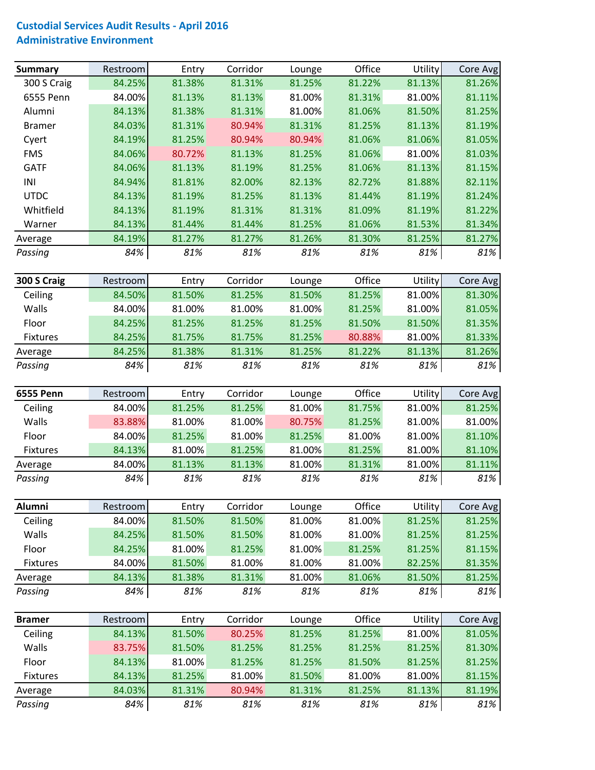# Custodial Services Audit Results - April 2016

## Administrative Environment

| Summary | Restroom | Entry | Corridor | Lounge | Office | Utility | Core Avg |
|---|---|---|---|---|---|---|---|
| 300 S Craig | 84.25% | 81.38% | 81.31% | 81.25% | 81.22% | 81.13% | 81.26% |
| 6555 Penn | 84.00% | 81.13% | 81.13% | 81.00% | 81.31% | 81.00% | 81.11% |
| Alumni | 84.13% | 81.38% | 81.31% | 81.00% | 81.06% | 81.50% | 81.25% |
| Bramer | 84.03% | 81.31% | 80.94% | 81.31% | 81.25% | 81.13% | 81.19% |
| Cyert | 84.19% | 81.25% | 80.94% | 80.94% | 81.06% | 81.06% | 81.05% |
| FMS | 84.06% | 80.72% | 81.13% | 81.25% | 81.06% | 81.00% | 81.03% |
| GATF | 84.06% | 81.13% | 81.19% | 81.25% | 81.06% | 81.13% | 81.15% |
| INI | 84.94% | 81.81% | 82.00% | 82.13% | 82.72% | 81.88% | 82.11% |
| UTDC | 84.13% | 81.19% | 81.25% | 81.13% | 81.44% | 81.19% | 81.24% |
| Whitfield | 84.13% | 81.19% | 81.31% | 81.31% | 81.09% | 81.19% | 81.22% |
| Warner | 84.13% | 81.44% | 81.44% | 81.25% | 81.06% | 81.53% | 81.34% |
| Average | 84.19% | 81.27% | 81.27% | 81.26% | 81.30% | 81.25% | 81.27% |
| *Passing* | *84%* | *81%* | *81%* | *81%* | *81%* | *81%* | *81%* |

| 300 S Craig | Restroom | Entry | Corridor | Lounge | Office | Utility | Core Avg |
|---|---|---|---|---|---|---|---|
| Ceiling | 84.50% | 81.50% | 81.25% | 81.50% | 81.25% | 81.00% | 81.30% |
| Walls | 84.00% | 81.00% | 81.00% | 81.00% | 81.25% | 81.00% | 81.05% |
| Floor | 84.25% | 81.25% | 81.25% | 81.25% | 81.50% | 81.50% | 81.35% |
| Fixtures | 84.25% | 81.75% | 81.75% | 81.25% | 80.88% | 81.00% | 81.33% |
| Average | 84.25% | 81.38% | 81.31% | 81.25% | 81.22% | 81.13% | 81.26% |
| *Passing* | *84%* | *81%* | *81%* | *81%* | *81%* | *81%* | *81%* |

| 6555 Penn | Restroom | Entry | Corridor | Lounge | Office | Utility | Core Avg |
|---|---|---|---|---|---|---|---|
| Ceiling | 84.00% | 81.25% | 81.25% | 81.00% | 81.75% | 81.00% | 81.25% |
| Walls | 83.88% | 81.00% | 81.00% | 80.75% | 81.25% | 81.00% | 81.00% |
| Floor | 84.00% | 81.25% | 81.00% | 81.25% | 81.00% | 81.00% | 81.10% |
| Fixtures | 84.13% | 81.00% | 81.25% | 81.00% | 81.25% | 81.00% | 81.10% |
| Average | 84.00% | 81.13% | 81.13% | 81.00% | 81.31% | 81.00% | 81.11% |
| *Passing* | *84%* | *81%* | *81%* | *81%* | *81%* | *81%* | *81%* |

| Alumni | Restroom | Entry | Corridor | Lounge | Office | Utility | Core Avg |
|---|---|---|---|---|---|---|---|
| Ceiling | 84.00% | 81.50% | 81.50% | 81.00% | 81.00% | 81.25% | 81.25% |
| Walls | 84.25% | 81.50% | 81.50% | 81.00% | 81.00% | 81.25% | 81.25% |
| Floor | 84.25% | 81.00% | 81.25% | 81.00% | 81.25% | 81.25% | 81.15% |
| Fixtures | 84.00% | 81.50% | 81.00% | 81.00% | 81.00% | 82.25% | 81.35% |
| Average | 84.13% | 81.38% | 81.31% | 81.00% | 81.06% | 81.50% | 81.25% |
| *Passing* | *84%* | *81%* | *81%* | *81%* | *81%* | *81%* | *81%* |

| Bramer | Restroom | Entry | Corridor | Lounge | Office | Utility | Core Avg |
|---|---|---|---|---|---|---|---|
| Ceiling | 84.13% | 81.50% | 80.25% | 81.25% | 81.25% | 81.00% | 81.05% |
| Walls | 83.75% | 81.50% | 81.25% | 81.25% | 81.25% | 81.25% | 81.30% |
| Floor | 84.13% | 81.00% | 81.25% | 81.25% | 81.50% | 81.25% | 81.25% |
| Fixtures | 84.13% | 81.25% | 81.00% | 81.50% | 81.00% | 81.00% | 81.15% |
| Average | 84.03% | 81.31% | 80.94% | 81.31% | 81.25% | 81.13% | 81.19% |
| *Passing* | *84%* | *81%* | *81%* | *81%* | *81%* | *81%* | *81%* |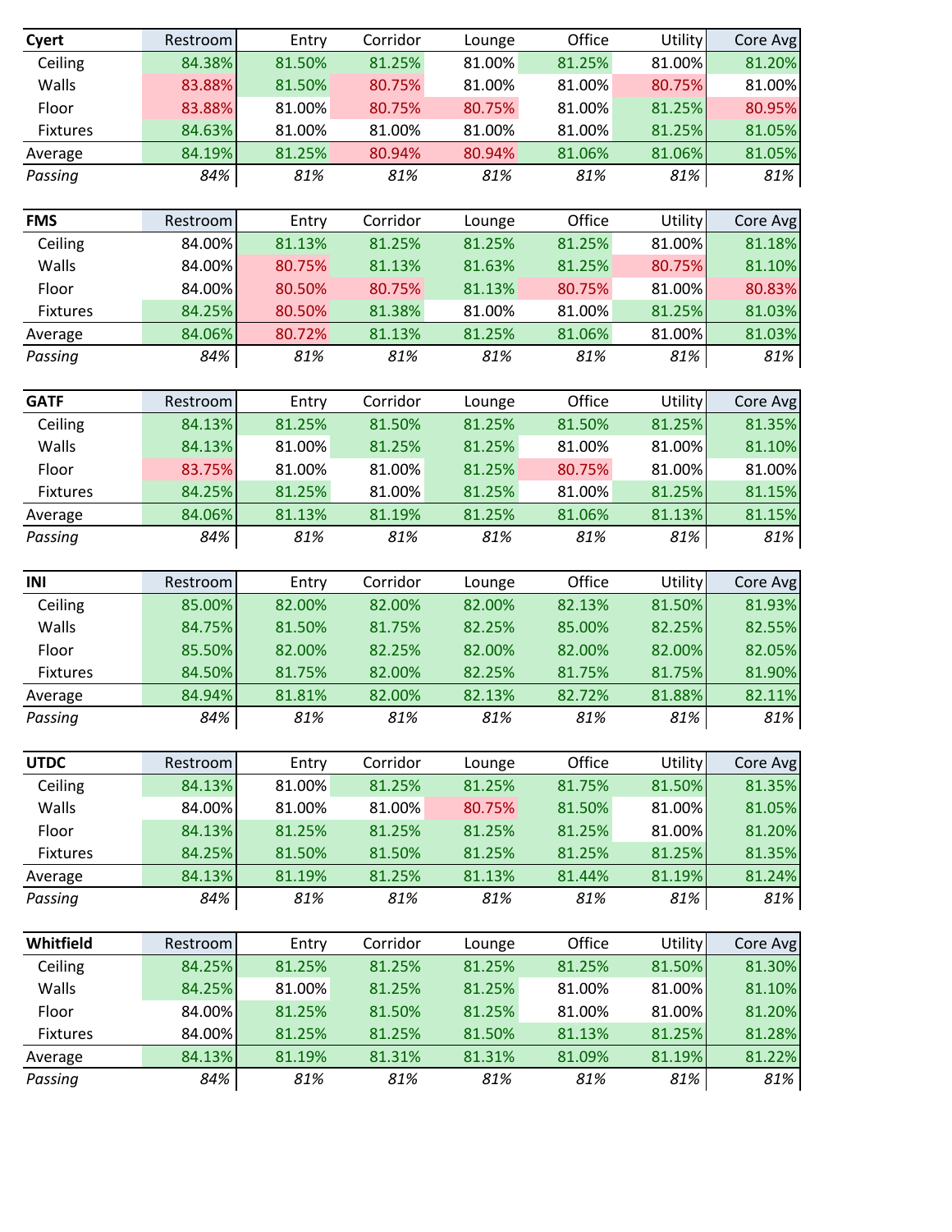| Cyert | Restroom | Entry | Corridor | Lounge | Office | Utility | Core Avg |
|---|---|---|---|---|---|---|---|
| Ceiling | 84.38% | 81.50% | 81.25% | 81.00% | 81.25% | 81.00% | 81.20% |
| Walls | 83.88% | 81.50% | 80.75% | 81.00% | 81.00% | 80.75% | 81.00% |
| Floor | 83.88% | 81.00% | 80.75% | 80.75% | 81.00% | 81.25% | 80.95% |
| Fixtures | 84.63% | 81.00% | 81.00% | 81.00% | 81.00% | 81.25% | 81.05% |
| Average | 84.19% | 81.25% | 80.94% | 80.94% | 81.06% | 81.06% | 81.05% |
| *Passing* | *84%* | *81%* | *81%* | *81%* | *81%* | *81%* | *81%* |

| FMS | Restroom | Entry | Corridor | Lounge | Office | Utility | Core Avg |
|---|---|---|---|---|---|---|---|
| Ceiling | 84.00% | 81.13% | 81.25% | 81.25% | 81.25% | 81.00% | 81.18% |
| Walls | 84.00% | 80.75% | 81.13% | 81.63% | 81.25% | 80.75% | 81.10% |
| Floor | 84.00% | 80.50% | 80.75% | 81.13% | 80.75% | 81.00% | 80.83% |
| Fixtures | 84.25% | 80.50% | 81.38% | 81.00% | 81.00% | 81.25% | 81.03% |
| Average | 84.06% | 80.72% | 81.13% | 81.25% | 81.06% | 81.00% | 81.03% |
| *Passing* | *84%* | *81%* | *81%* | *81%* | *81%* | *81%* | *81%* |

| GATF | Restroom | Entry | Corridor | Lounge | Office | Utility | Core Avg |
|---|---|---|---|---|---|---|---|
| Ceiling | 84.13% | 81.25% | 81.50% | 81.25% | 81.50% | 81.25% | 81.35% |
| Walls | 84.13% | 81.00% | 81.25% | 81.25% | 81.00% | 81.00% | 81.10% |
| Floor | 83.75% | 81.00% | 81.00% | 81.25% | 80.75% | 81.00% | 81.00% |
| Fixtures | 84.25% | 81.25% | 81.00% | 81.25% | 81.00% | 81.25% | 81.15% |
| Average | 84.06% | 81.13% | 81.19% | 81.25% | 81.06% | 81.13% | 81.15% |
| *Passing* | *84%* | *81%* | *81%* | *81%* | *81%* | *81%* | *81%* |

| INI | Restroom | Entry | Corridor | Lounge | Office | Utility | Core Avg |
|---|---|---|---|---|---|---|---|
| Ceiling | 85.00% | 82.00% | 82.00% | 82.00% | 82.13% | 81.50% | 81.93% |
| Walls | 84.75% | 81.50% | 81.75% | 82.25% | 85.00% | 82.25% | 82.55% |
| Floor | 85.50% | 82.00% | 82.25% | 82.00% | 82.00% | 82.00% | 82.05% |
| Fixtures | 84.50% | 81.75% | 82.00% | 82.25% | 81.75% | 81.75% | 81.90% |
| Average | 84.94% | 81.81% | 82.00% | 82.13% | 82.72% | 81.88% | 82.11% |
| *Passing* | *84%* | *81%* | *81%* | *81%* | *81%* | *81%* | *81%* |

| UTDC | Restroom | Entry | Corridor | Lounge | Office | Utility | Core Avg |
|---|---|---|---|---|---|---|---|
| Ceiling | 84.13% | 81.00% | 81.25% | 81.25% | 81.75% | 81.50% | 81.35% |
| Walls | 84.00% | 81.00% | 81.00% | 80.75% | 81.50% | 81.00% | 81.05% |
| Floor | 84.13% | 81.25% | 81.25% | 81.25% | 81.25% | 81.00% | 81.20% |
| Fixtures | 84.25% | 81.50% | 81.50% | 81.25% | 81.25% | 81.25% | 81.35% |
| Average | 84.13% | 81.19% | 81.25% | 81.13% | 81.44% | 81.19% | 81.24% |
| *Passing* | *84%* | *81%* | *81%* | *81%* | *81%* | *81%* | *81%* |

| Whitfield | Restroom | Entry | Corridor | Lounge | Office | Utility | Core Avg |
|---|---|---|---|---|---|---|---|
| Ceiling | 84.25% | 81.25% | 81.25% | 81.25% | 81.25% | 81.50% | 81.30% |
| Walls | 84.25% | 81.00% | 81.25% | 81.25% | 81.00% | 81.00% | 81.10% |
| Floor | 84.00% | 81.25% | 81.50% | 81.25% | 81.00% | 81.00% | 81.20% |
| Fixtures | 84.00% | 81.25% | 81.25% | 81.50% | 81.13% | 81.25% | 81.28% |
| Average | 84.13% | 81.19% | 81.31% | 81.31% | 81.09% | 81.19% | 81.22% |
| *Passing* | *84%* | *81%* | *81%* | *81%* | *81%* | *81%* | *81%* |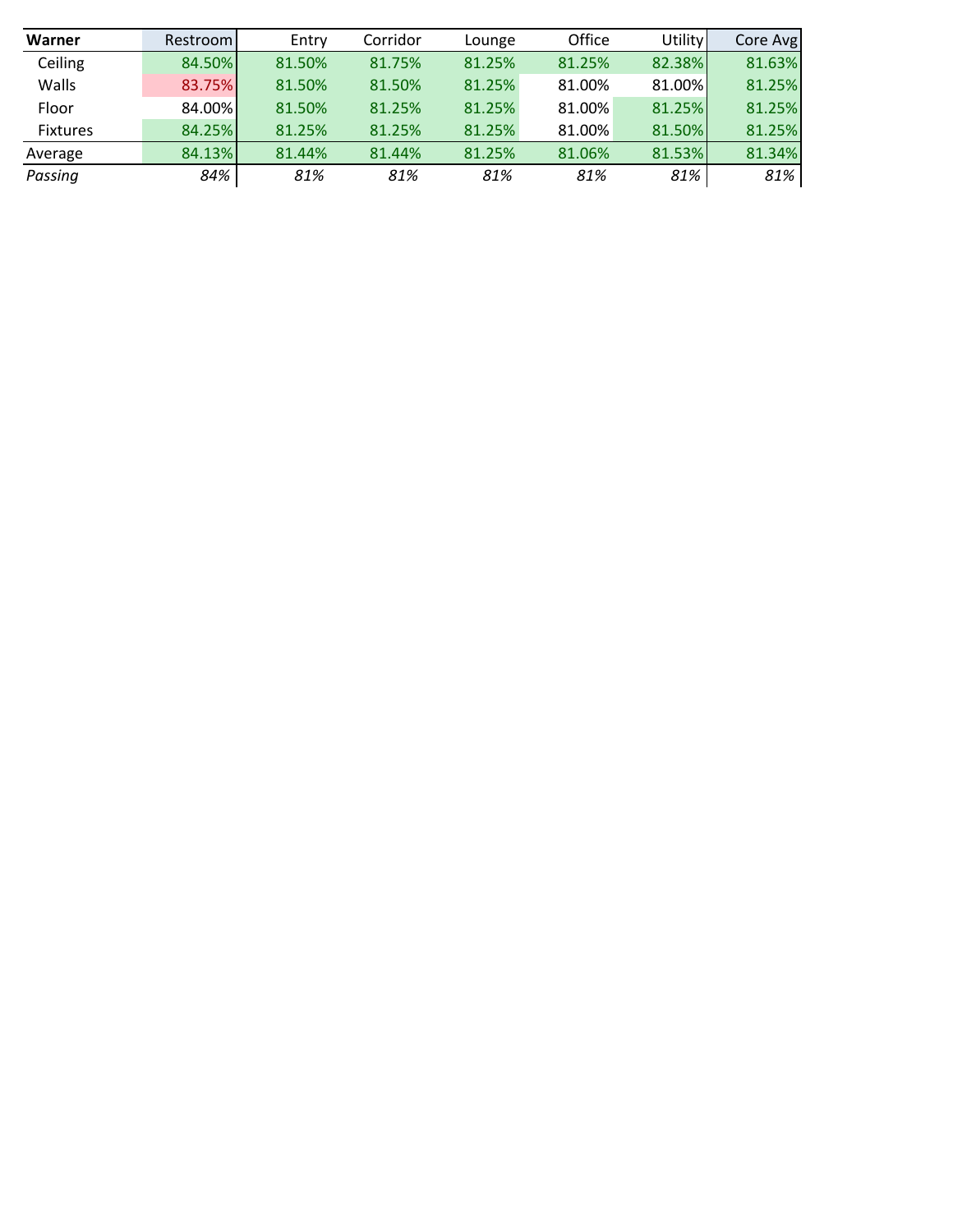| Warner | Restroom | Entry | Corridor | Lounge | Office | Utility | Core Avg |
|---|---|---|---|---|---|---|---|
| Ceiling | 84.50% | 81.50% | 81.75% | 81.25% | 81.25% | 82.38% | 81.63% |
| Walls | 83.75% | 81.50% | 81.50% | 81.25% | 81.00% | 81.00% | 81.25% |
| Floor | 84.00% | 81.50% | 81.25% | 81.25% | 81.00% | 81.25% | 81.25% |
| Fixtures | 84.25% | 81.25% | 81.25% | 81.25% | 81.00% | 81.50% | 81.25% |
| Average | 84.13% | 81.44% | 81.44% | 81.25% | 81.06% | 81.53% | 81.34% |
| *Passing* | *84%* | *81%* | *81%* | *81%* | *81%* | *81%* | *81%* |